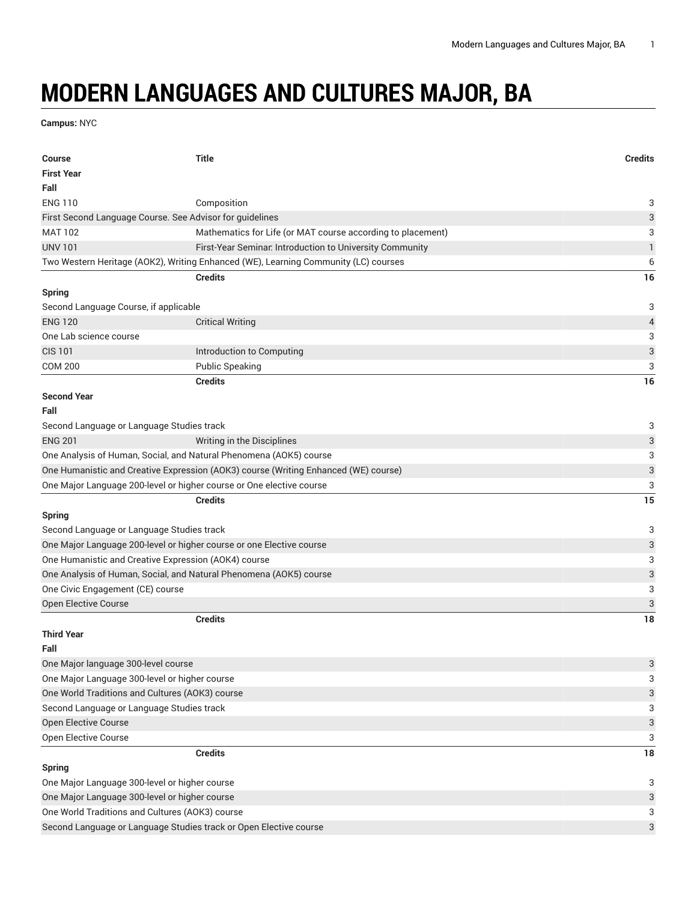# MODERN LANGUAGES AND CULTURES MAJOR, BA

**Campus:** NYC

| Course | Title | Credits |
|---|---|---|
| **First Year** | | |
| **Fall** | | |
| ENG 110 | Composition | 3 |
| First Second Language Course. See Advisor for guidelines | | 3 |
| MAT 102 | Mathematics for Life (or MAT course according to placement) | 3 |
| UNV 101 | First-Year Seminar: Introduction to University Community | 1 |
| Two Western Heritage (AOK2), Writing Enhanced (WE), Learning Community (LC) courses | | 6 |
| | **Credits** | **16** |
| **Spring** | | |
| Second Language Course, if applicable | | 3 |
| ENG 120 | Critical Writing | 4 |
| One Lab science course | | 3 |
| CIS 101 | Introduction to Computing | 3 |
| COM 200 | Public Speaking | 3 |
| | **Credits** | **16** |
| **Second Year** | | |
| **Fall** | | |
| Second Language or Language Studies track | | 3 |
| ENG 201 | Writing in the Disciplines | 3 |
| One Analysis of Human, Social, and Natural Phenomena (AOK5) course | | 3 |
| One Humanistic and Creative Expression (AOK3) course (Writing Enhanced (WE) course) | | 3 |
| One Major Language 200-level or higher course or One elective course | | 3 |
| | **Credits** | **15** |
| **Spring** | | |
| Second Language or Language Studies track | | 3 |
| One Major Language 200-level or higher course or one Elective course | | 3 |
| One Humanistic and Creative Expression (AOK4) course | | 3 |
| One Analysis of Human, Social, and Natural Phenomena (AOK5) course | | 3 |
| One Civic Engagement (CE) course | | 3 |
| Open Elective Course | | 3 |
| | **Credits** | **18** |
| **Third Year** | | |
| **Fall** | | |
| One Major language 300-level course | | 3 |
| One Major Language 300-level or higher course | | 3 |
| One World Traditions and Cultures (AOK3) course | | 3 |
| Second Language or Language Studies track | | 3 |
| Open Elective Course | | 3 |
| Open Elective Course | | 3 |
| | **Credits** | **18** |
| **Spring** | | |
| One Major Language 300-level or higher course | | 3 |
| One Major Language 300-level or higher course | | 3 |
| One World Traditions and Cultures (AOK3) course | | 3 |
| Second Language or Language Studies track or Open Elective course | | 3 |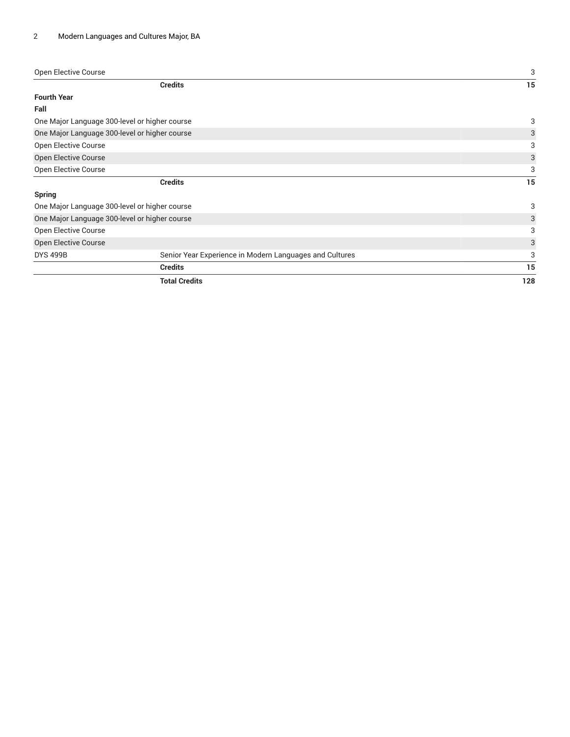| | | |
|---|---|---|
| Open Elective Course | | 3 |
| | **Credits** | **15** |
| **Fourth Year** | | |
| **Fall** | | |
| One Major Language 300-level or higher course | | 3 |
| One Major Language 300-level or higher course | | 3 |
| Open Elective Course | | 3 |
| Open Elective Course | | 3 |
| Open Elective Course | | 3 |
| | **Credits** | **15** |
| **Spring** | | |
| One Major Language 300-level or higher course | | 3 |
| One Major Language 300-level or higher course | | 3 |
| Open Elective Course | | 3 |
| Open Elective Course | | 3 |
| DYS 499B | Senior Year Experience in Modern Languages and Cultures | 3 |
| | **Credits** | **15** |
| | **Total Credits** | **128** |